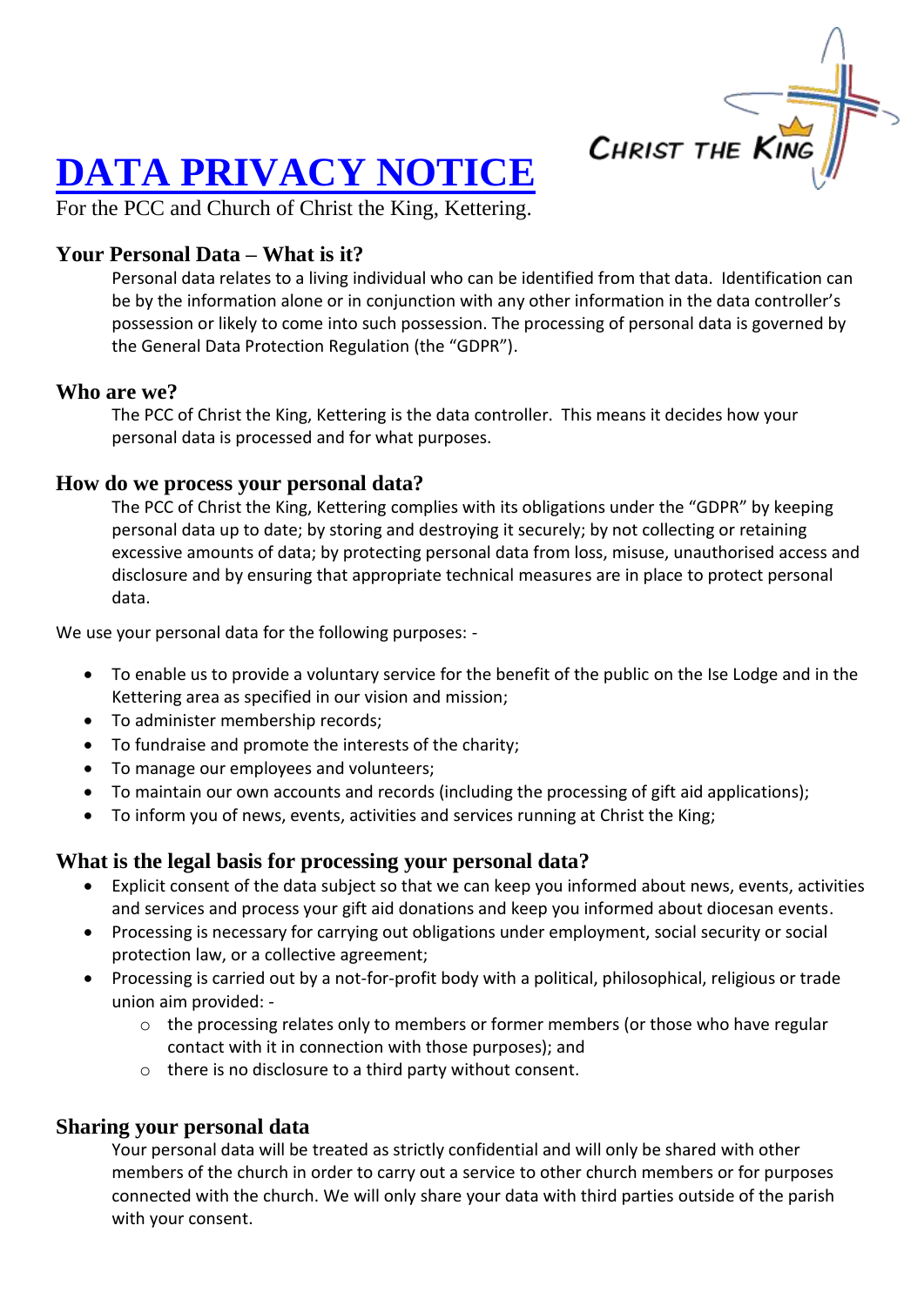# DATA PRIVACY NOTICE

For the PCC and Church of Christ the King, Kettering.

## Your Personal Data – What is it?

Personal data relates to a living individual who can be identified from that data. Identification can be by the information alone or in conjunction with any other information in the data controller's possession or likely to come into such possession. The processing of personal data is governed by the General Data Protection Regulation (the "GDPR").

## Who are we?

The PCC of Christ the King, Kettering is the data controller. This means it decides how your personal data is processed and for what purposes.

## How do we process your personal data?

The PCC of Christ the King, Kettering complies with its obligations under the "GDPR" by keeping personal data up to date; by storing and destroying it securely; by not collecting or retaining excessive amounts of data; by protecting personal data from loss, misuse, unauthorised access and disclosure and by ensuring that appropriate technical measures are in place to protect personal data.

We use your personal data for the following purposes: -

- To enable us to provide a voluntary service for the benefit of the public on the Ise Lodge and in the Kettering area as specified in our vision and mission;
- To administer membership records;
- To fundraise and promote the interests of the charity;
- To manage our employees and volunteers;
- To maintain our own accounts and records (including the processing of gift aid applications);
- To inform you of news, events, activities and services running at Christ the King;

## What is the legal basis for processing your personal data?

- Explicit consent of the data subject so that we can keep you informed about news, events, activities and services and process your gift aid donations and keep you informed about diocesan events.
- Processing is necessary for carrying out obligations under employment, social security or social protection law, or a collective agreement;
- Processing is carried out by a not-for-profit body with a political, philosophical, religious or trade union aim provided: -
  - the processing relates only to members or former members (or those who have regular contact with it in connection with those purposes); and
  - there is no disclosure to a third party without consent.

## Sharing your personal data

Your personal data will be treated as strictly confidential and will only be shared with other members of the church in order to carry out a service to other church members or for purposes connected with the church. We will only share your data with third parties outside of the parish with your consent.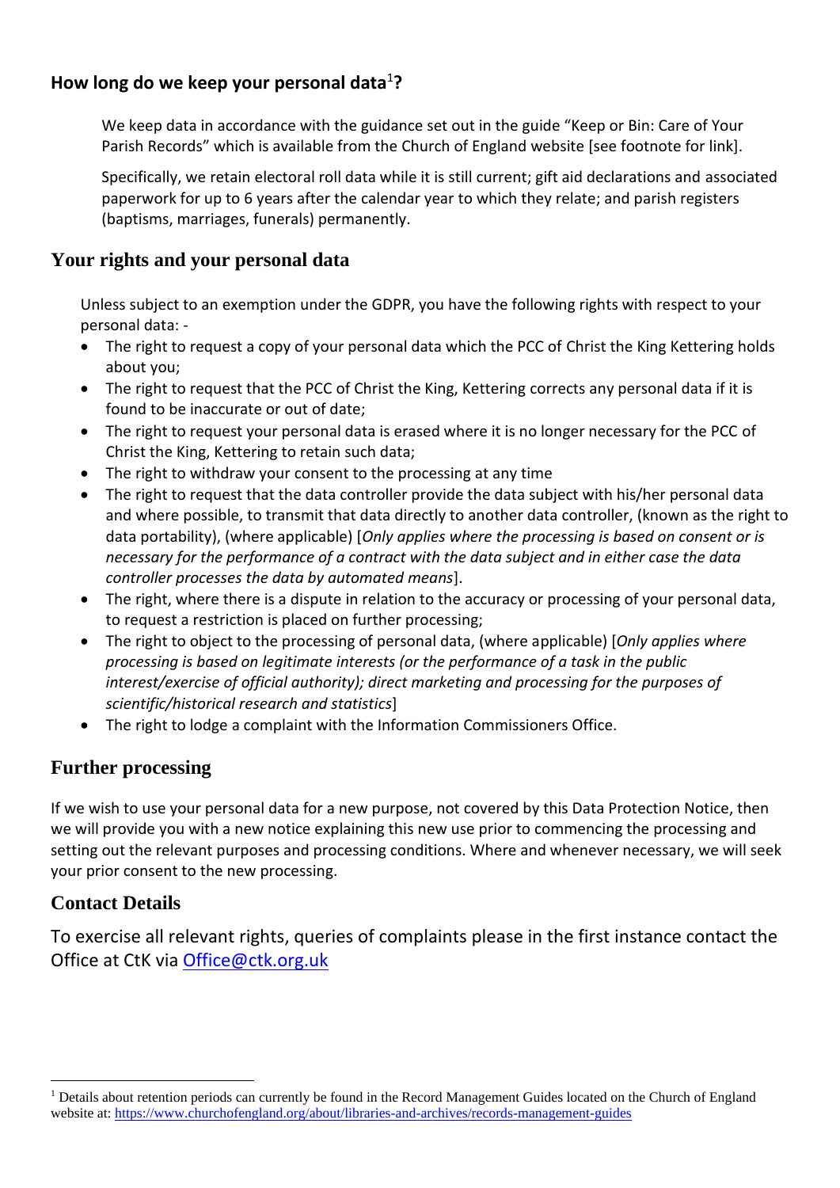## How long do we keep your personal data[1]?

We keep data in accordance with the guidance set out in the guide "Keep or Bin: Care of Your Parish Records" which is available from the Church of England website [see footnote for link].

Specifically, we retain electoral roll data while it is still current; gift aid declarations and associated paperwork for up to 6 years after the calendar year to which they relate; and parish registers (baptisms, marriages, funerals) permanently.

## Your rights and your personal data

Unless subject to an exemption under the GDPR, you have the following rights with respect to your personal data: -

- The right to request a copy of your personal data which the PCC of Christ the King Kettering holds about you;
- The right to request that the PCC of Christ the King, Kettering corrects any personal data if it is found to be inaccurate or out of date;
- The right to request your personal data is erased where it is no longer necessary for the PCC of Christ the King, Kettering to retain such data;
- The right to withdraw your consent to the processing at any time
- The right to request that the data controller provide the data subject with his/her personal data and where possible, to transmit that data directly to another data controller, (known as the right to data portability), (where applicable) [*Only applies where the processing is based on consent or is necessary for the performance of a contract with the data subject and in either case the data controller processes the data by automated means*].
- The right, where there is a dispute in relation to the accuracy or processing of your personal data, to request a restriction is placed on further processing;
- The right to object to the processing of personal data, (where applicable) [*Only applies where processing is based on legitimate interests (or the performance of a task in the public interest/exercise of official authority); direct marketing and processing for the purposes of scientific/historical research and statistics*]
- The right to lodge a complaint with the Information Commissioners Office.

## Further processing

If we wish to use your personal data for a new purpose, not covered by this Data Protection Notice, then we will provide you with a new notice explaining this new use prior to commencing the processing and setting out the relevant purposes and processing conditions. Where and whenever necessary, we will seek your prior consent to the new processing.

## Contact Details

To exercise all relevant rights, queries of complaints please in the first instance contact the Office at CtK via Office@ctk.org.uk

---

[1] Details about retention periods can currently be found in the Record Management Guides located on the Church of England website at: https://www.churchofengland.org/about/libraries-and-archives/records-management-guides